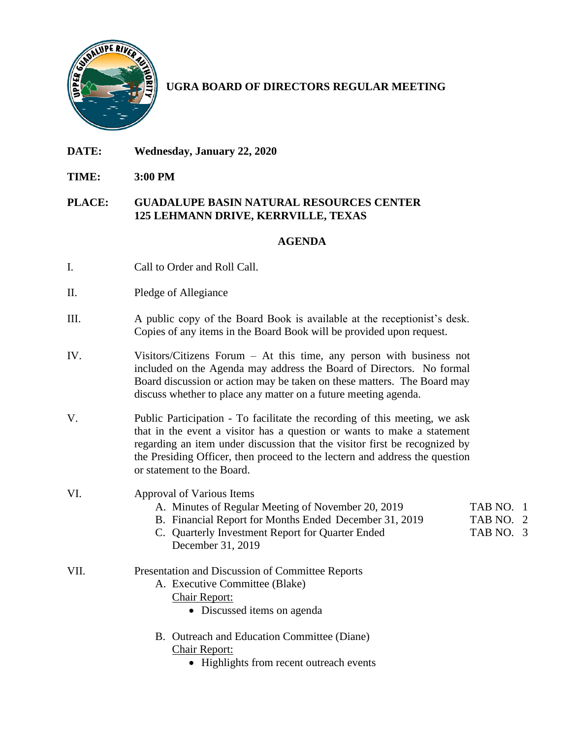# UGRA BOARD OF DIRECTORS REGULAR MEETING

**DATE:** **Wednesday, January 22, 2020**

**TIME:** **3:00 PM**

**PLACE:** **GUADALUPE BASIN NATURAL RESOURCES CENTER**
**125 LEHMANN DRIVE, KERRVILLE, TEXAS**

## AGENDA

I. Call to Order and Roll Call.

II. Pledge of Allegiance

III. A public copy of the Board Book is available at the receptionist's desk. Copies of any items in the Board Book will be provided upon request.

IV. Visitors/Citizens Forum – At this time, any person with business not included on the Agenda may address the Board of Directors. No formal Board discussion or action may be taken on these matters. The Board may discuss whether to place any matter on a future meeting agenda.

V. Public Participation - To facilitate the recording of this meeting, we ask that in the event a visitor has a question or wants to make a statement regarding an item under discussion that the visitor first be recognized by the Presiding Officer, then proceed to the lectern and address the question or statement to the Board.

VI. Approval of Various Items

  A. Minutes of Regular Meeting of November 20, 2019 — TAB NO. 1
  B. Financial Report for Months Ended December 31, 2019 — TAB NO. 2
  C. Quarterly Investment Report for Quarter Ended December 31, 2019 — TAB NO. 3

VII. Presentation and Discussion of Committee Reports

  A. Executive Committee (Blake)
    Chair Report:
    - Discussed items on agenda

  B. Outreach and Education Committee (Diane)
    Chair Report:
    - Highlights from recent outreach events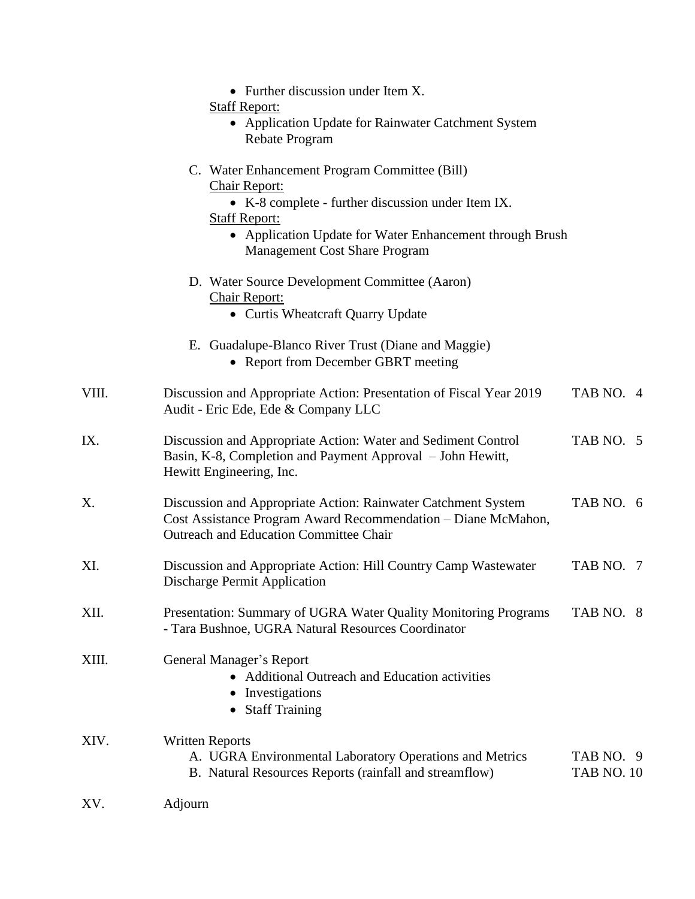- Further discussion under Item X.

Staff Report:

- Application Update for Rainwater Catchment System Rebate Program

C. Water Enhancement Program Committee (Bill)

Chair Report:

- K-8 complete - further discussion under Item IX.

Staff Report:

- Application Update for Water Enhancement through Brush Management Cost Share Program

D. Water Source Development Committee (Aaron)

Chair Report:

- Curtis Wheatcraft Quarry Update

E. Guadalupe-Blanco River Trust (Diane and Maggie)

- Report from December GBRT meeting

| | | |
|---|---|---|
| VIII. | Discussion and Appropriate Action: Presentation of Fiscal Year 2019 Audit - Eric Ede, Ede & Company LLC | TAB NO. 4 |
| IX. | Discussion and Appropriate Action: Water and Sediment Control Basin, K-8, Completion and Payment Approval – John Hewitt, Hewitt Engineering, Inc. | TAB NO. 5 |
| X. | Discussion and Appropriate Action: Rainwater Catchment System Cost Assistance Program Award Recommendation – Diane McMahon, Outreach and Education Committee Chair | TAB NO. 6 |
| XI. | Discussion and Appropriate Action: Hill Country Camp Wastewater Discharge Permit Application | TAB NO. 7 |
| XII. | Presentation: Summary of UGRA Water Quality Monitoring Programs - Tara Bushnoe, UGRA Natural Resources Coordinator | TAB NO. 8 |

XIII. General Manager's Report

- Additional Outreach and Education activities
- Investigations
- Staff Training

XIV. Written Reports

| | |
|---|---|
| A. UGRA Environmental Laboratory Operations and Metrics | TAB NO. 9 |
| B. Natural Resources Reports (rainfall and streamflow) | TAB NO. 10 |

XV. Adjourn